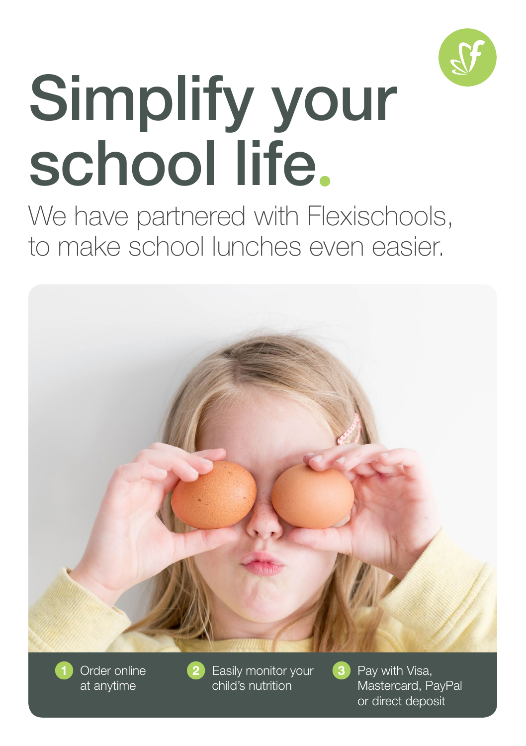# Simplify your school life.

We have partnered with Flexischools, to make school lunches even easier.

1. Order online at anytime
2. Easily monitor your child's nutrition
3. Pay with Visa, Mastercard, PayPal or direct deposit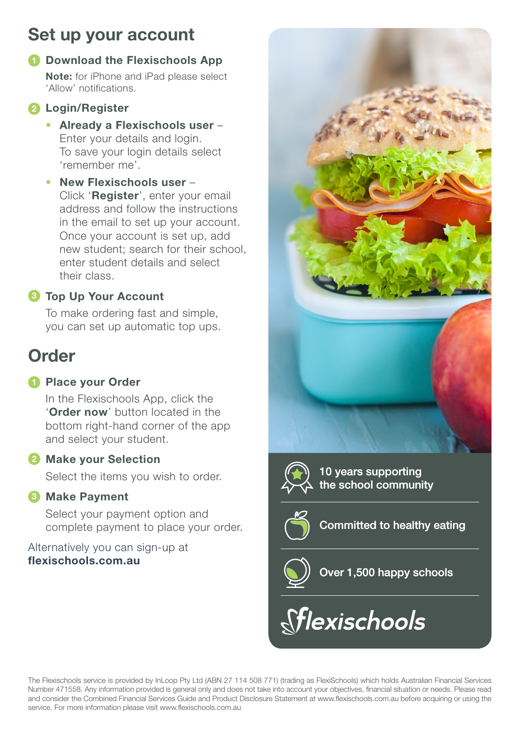## Set up your account

**1 Download the Flexischools App**

**Note:** for iPhone and iPad please select 'Allow' notifications.

**2 Login/Register**

- **Already a Flexischools user** – Enter your details and login. To save your login details select 'remember me'.
- **New Flexischools user** – Click '**Register**', enter your email address and follow the instructions in the email to set up your account. Once your account is set up, add new student; search for their school, enter student details and select their class.

**3 Top Up Your Account**

To make ordering fast and simple, you can set up automatic top ups.

## Order

**1 Place your Order**

In the Flexischools App, click the '**Order now**' button located in the bottom right-hand corner of the app and select your student.

**2 Make your Selection**

Select the items you wish to order.

**3 Make Payment**

Select your payment option and complete payment to place your order.

Alternatively you can sign-up at **flexischools.com.au**

10 years supporting the school community

Committed to healthy eating

Over 1,500 happy schools

flexischools

The Flexischools service is provided by InLoop Pty Ltd (ABN 27 114 508 771) (trading as FlexiSchools) which holds Australian Financial Services Number 471558. Any information provided is general only and does not take into account your objectives, financial situation or needs. Please read and consider the Combined Financial Services Guide and Product Disclosure Statement at www.flexischools.com.au before acquiring or using the service. For more information please visit www.flexischools.com.au